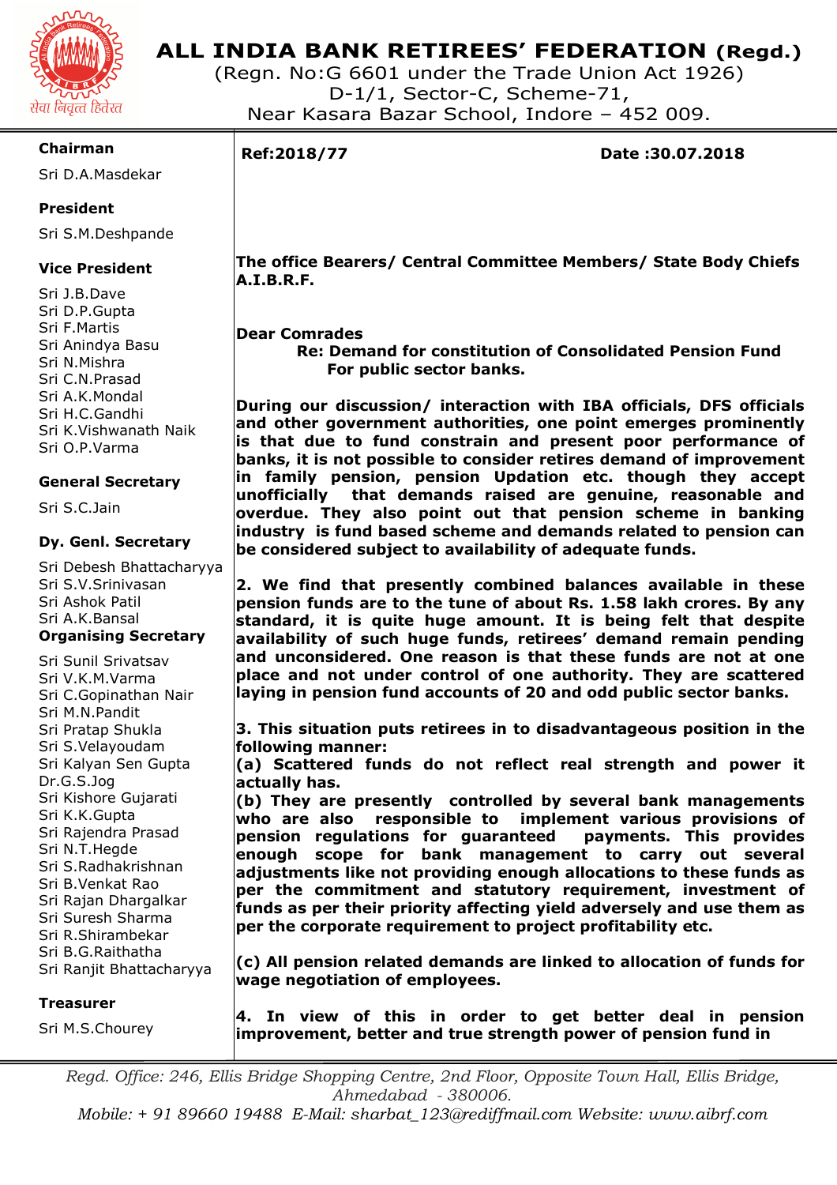# ALL INDIA BANK RETIREES' FEDERATION (Regd.)

(Regn. No:G 6601 under the Trade Union Act 1926)
D-1/1, Sector-C, Scheme-71,
Near Kasara Bazar School, Indore – 452 009.

सेवा निवृत्त हितैरत

**Chairman**
Sri D.A.Masdekar

**President**
Sri S.M.Deshpande

**Vice President**
Sri J.B.Dave
Sri D.P.Gupta
Sri F.Martis
Sri Anindya Basu
Sri N.Mishra
Sri C.N.Prasad
Sri A.K.Mondal
Sri H.C.Gandhi
Sri K.Vishwanath Naik
Sri O.P.Varma

**General Secretary**
Sri S.C.Jain

**Dy. Genl. Secretary**
Sri Debesh Bhattacharyya
Sri S.V.Srinivasan
Sri Ashok Patil
Sri A.K.Bansal

**Organising Secretary**
Sri Sunil Srivatsav
Sri V.K.M.Varma
Sri C.Gopinathan Nair
Sri M.N.Pandit
Sri Pratap Shukla
Sri S.Velayoudam
Sri Kalyan Sen Gupta
Dr.G.S.Jog
Sri Kishore Gujarati
Sri K.K.Gupta
Sri Rajendra Prasad
Sri N.T.Hegde
Sri S.Radhakrishnan
Sri B.Venkat Rao
Sri Rajan Dhargalkar
Sri Suresh Sharma
Sri R.Shirambekar
Sri B.G.Raithatha
Sri Ranjit Bhattacharyya

**Treasurer**
Sri M.S.Chourey

**Ref:2018/77** **Date :30.07.2018**

**The office Bearers/ Central Committee Members/ State Body Chiefs A.I.B.R.F.**

**Dear Comrades**

**Re: Demand for constitution of Consolidated Pension Fund For public sector banks.**

**During our discussion/ interaction with IBA officials, DFS officials and other government authorities, one point emerges prominently is that due to fund constrain and present poor performance of banks, it is not possible to consider retires demand of improvement in family pension, pension Updation etc. though they accept unofficially that demands raised are genuine, reasonable and overdue. They also point out that pension scheme in banking industry is fund based scheme and demands related to pension can be considered subject to availability of adequate funds.**

**2. We find that presently combined balances available in these pension funds are to the tune of about Rs. 1.58 lakh crores. By any standard, it is quite huge amount. It is being felt that despite availability of such huge funds, retirees' demand remain pending and unconsidered. One reason is that these funds are not at one place and not under control of one authority. They are scattered laying in pension fund accounts of 20 and odd public sector banks.**

**3. This situation puts retirees in to disadvantageous position in the following manner:**

**(a) Scattered funds do not reflect real strength and power it actually has.**

**(b) They are presently controlled by several bank managements who are also responsible to implement various provisions of pension regulations for guaranteed payments. This provides enough scope for bank management to carry out several adjustments like not providing enough allocations to these funds as per the commitment and statutory requirement, investment of funds as per their priority affecting yield adversely and use them as per the corporate requirement to project profitability etc.**

**(c) All pension related demands are linked to allocation of funds for wage negotiation of employees.**

**4. In view of this in order to get better deal in pension improvement, better and true strength power of pension fund in**

*Regd. Office: 246, Ellis Bridge Shopping Centre, 2nd Floor, Opposite Town Hall, Ellis Bridge, Ahmedabad - 380006.*
*Mobile: + 91 89660 19488 E-Mail: sharbat_123@rediffmail.com Website: www.aibrf.com*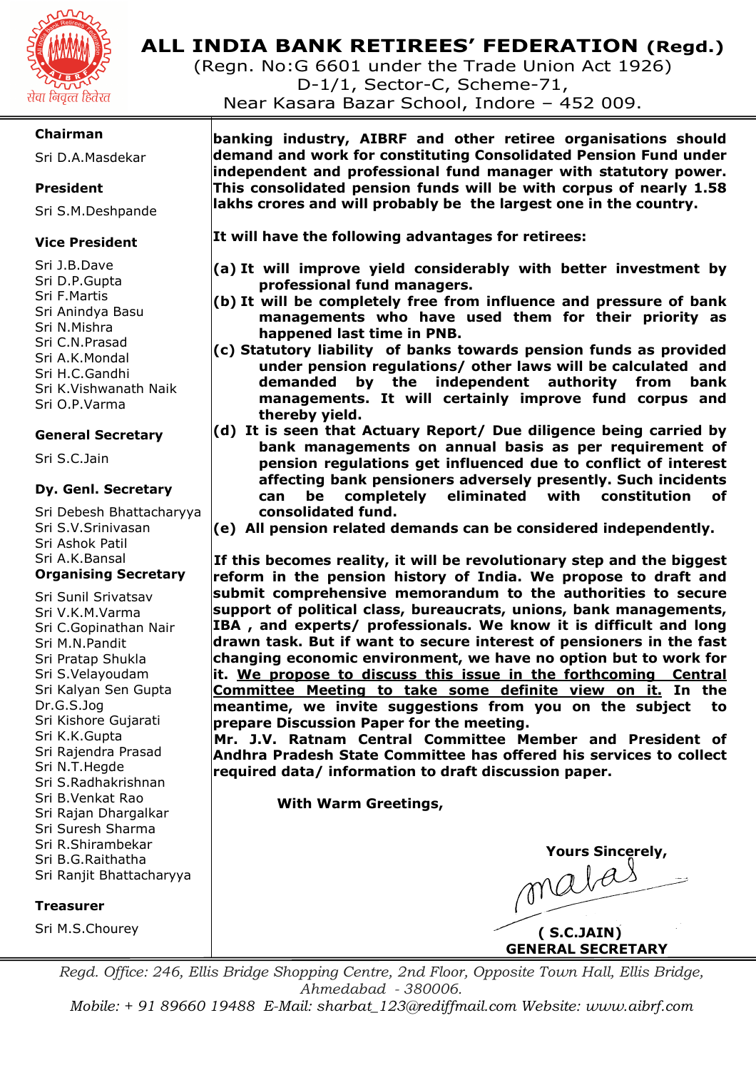# ALL INDIA BANK RETIREES' FEDERATION (Regd.)

(Regn. No:G 6601 under the Trade Union Act 1926)
D-1/1, Sector-C, Scheme-71,
Near Kasara Bazar School, Indore – 452 009.

**Chairman**

Sri D.A.Masdekar

**President**

Sri S.M.Deshpande

**Vice President**

Sri J.B.Dave
Sri D.P.Gupta
Sri F.Martis
Sri Anindya Basu
Sri N.Mishra
Sri C.N.Prasad
Sri A.K.Mondal
Sri H.C.Gandhi
Sri K.Vishwanath Naik
Sri O.P.Varma

**General Secretary**

Sri S.C.Jain

**Dy. Genl. Secretary**

Sri Debesh Bhattacharyya
Sri S.V.Srinivasan
Sri Ashok Patil
Sri A.K.Bansal

**Organising Secretary**

Sri Sunil Srivatsav
Sri V.K.M.Varma
Sri C.Gopinathan Nair
Sri M.N.Pandit
Sri Pratap Shukla
Sri S.Velayoudam
Sri Kalyan Sen Gupta
Dr.G.S.Jog
Sri Kishore Gujarati
Sri K.K.Gupta
Sri Rajendra Prasad
Sri N.T.Hegde
Sri S.Radhakrishnan
Sri B.Venkat Rao
Sri Rajan Dhargalkar
Sri Suresh Sharma
Sri R.Shirambekar
Sri B.G.Raithatha
Sri Ranjit Bhattacharyya

**Treasurer**

Sri M.S.Chourey

**banking industry, AIBRF and other retiree organisations should demand and work for constituting Consolidated Pension Fund under independent and professional fund manager with statutory power. This consolidated pension funds will be with corpus of nearly 1.58 lakhs crores and will probably be the largest one in the country.**

**It will have the following advantages for retirees:**

**(a) It will improve yield considerably with better investment by professional fund managers.**
**(b) It will be completely free from influence and pressure of bank managements who have used them for their priority as happened last time in PNB.**
**(c) Statutory liability of banks towards pension funds as provided under pension regulations/ other laws will be calculated and demanded by the independent authority from bank managements. It will certainly improve fund corpus and thereby yield.**
**(d) It is seen that Actuary Report/ Due diligence being carried by bank managements on annual basis as per requirement of pension regulations get influenced due to conflict of interest affecting bank pensioners adversely presently. Such incidents can be completely eliminated with constitution of consolidated fund.**
**(e) All pension related demands can be considered independently.**

**If this becomes reality, it will be revolutionary step and the biggest reform in the pension history of India. We propose to draft and submit comprehensive memorandum to the authorities to secure support of political class, bureaucrats, unions, bank managements, IBA , and experts/ professionals. We know it is difficult and long drawn task. But if want to secure interest of pensioners in the fast changing economic environment, we have no option but to work for it. <u>We propose to discuss this issue in the forthcoming Central Committee Meeting to take some definite view on it.</u> In the meantime, we invite suggestions from you on the subject to prepare Discussion Paper for the meeting.**
**Mr. J.V. Ratnam Central Committee Member and President of Andhra Pradesh State Committee has offered his services to collect required data/ information to draft discussion paper.**

**With Warm Greetings,**

**Yours Sincerely,**

**( S.C.JAIN)**
**GENERAL SECRETARY**

*Regd. Office: 246, Ellis Bridge Shopping Centre, 2nd Floor, Opposite Town Hall, Ellis Bridge, Ahmedabad - 380006.*
*Mobile: + 91 89660 19488 E-Mail: sharbat_123@rediffmail.com Website: www.aibrf.com*